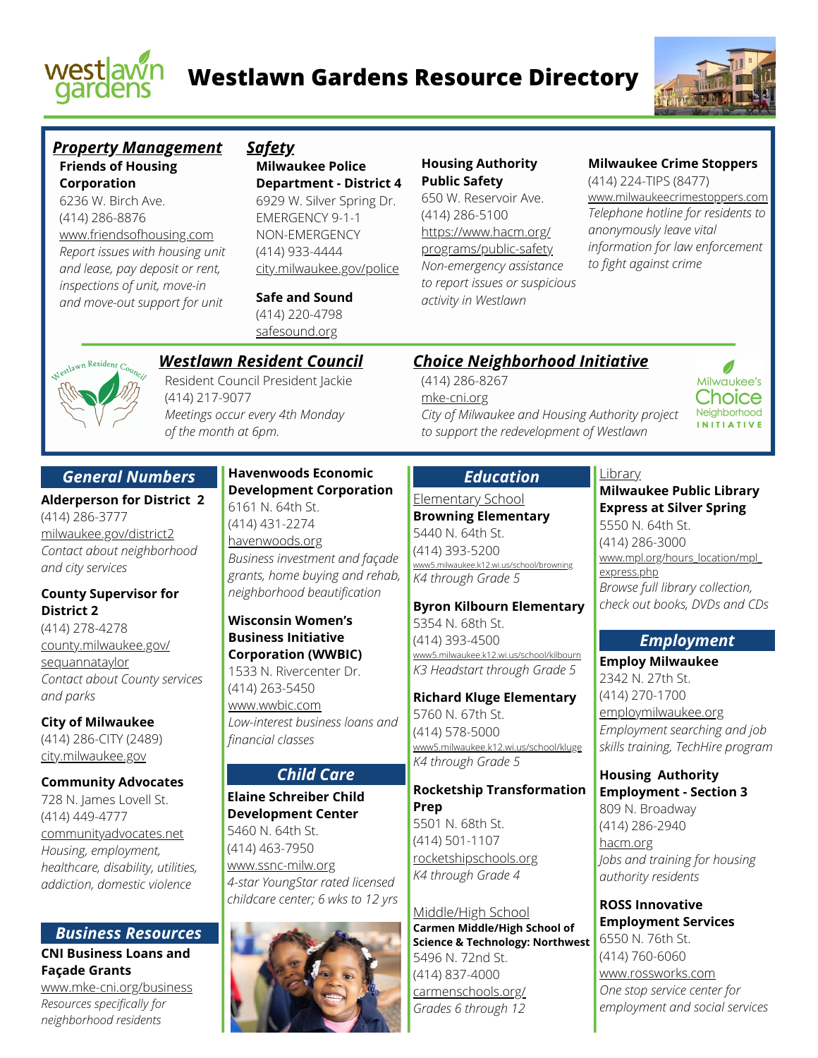# Westlawn Gardens Resource Directory

## *Property Management*

**Friends of Housing Corporation**
6236 W. Birch Ave.
(414) 286-8876
www.friendsofhousing.com
*Report issues with housing unit and lease, pay deposit or rent, inspections of unit, move-in and move-out support for unit*

## *Safety*

**Milwaukee Police Department - District 4**
6929 W. Silver Spring Dr.
EMERGENCY 9-1-1
NON-EMERGENCY
(414) 933-4444
city.milwaukee.gov/police

**Safe and Sound**
(414) 220-4798
safesound.org

**Housing Authority Public Safety**
650 W. Reservoir Ave.
(414) 286-5100
https://www.hacm.org/programs/public-safety
*Non-emergency assistance to report issues or suspicious activity in Westlawn*

**Milwaukee Crime Stoppers**
(414) 224-TIPS (8477)
www.milwaukeecrimestoppers.com
*Telephone hotline for residents to anonymously leave vital information for law enforcement to fight against crime*

## *Westlawn Resident Council*

Resident Council President Jackie
(414) 217-9077
*Meetings occur every 4th Monday of the month at 6pm.*

## *Choice Neighborhood Initiative*

(414) 286-8267
mke-cni.org
*City of Milwaukee and Housing Authority project to support the redevelopment of Westlawn*

## *General Numbers*

**Alderperson for District 2**
(414) 286-3777
milwaukee.gov/district2
*Contact about neighborhood and city services*

**County Supervisor for District 2**
(414) 278-4278
county.milwaukee.gov/sequannataylor
*Contact about County services and parks*

**City of Milwaukee**
(414) 286-CITY (2489)
city.milwaukee.gov

**Community Advocates**
728 N. James Lovell St.
(414) 449-4777
communityadvocates.net
*Housing, employment, healthcare, disability, utilities, addiction, domestic violence*

## *Business Resources*

**CNI Business Loans and Façade Grants**
www.mke-cni.org/business
*Resources specifically for neighborhood residents*

**Havenwoods Economic Development Corporation**
6161 N. 64th St.
(414) 431-2274
havenwoods.org
*Business investment and façade grants, home buying and rehab, neighborhood beautification*

**Wisconsin Women's Business Initiative Corporation (WWBIC)**
1533 N. Rivercenter Dr.
(414) 263-5450
www.wwbic.com
*Low-interest business loans and financial classes*

## *Child Care*

**Elaine Schreiber Child Development Center**
5460 N. 64th St.
(414) 463-7950
www.ssnc-milw.org
*4-star YoungStar rated licensed childcare center; 6 wks to 12 yrs*

## *Education*

Elementary School

**Browning Elementary**
5440 N. 64th St.
(414) 393-5200
www5.milwaukee.k12.wi.us/school/browning
*K4 through Grade 5*

**Byron Kilbourn Elementary**
5354 N. 68th St.
(414) 393-4500
www5.milwaukee.k12.wi.us/school/kilbourn
*K3 Headstart through Grade 5*

**Richard Kluge Elementary**
5760 N. 67th St.
(414) 578-5000
www5.milwaukee.k12.wi.us/school/kluge
*K4 through Grade 5*

**Rocketship Transformation Prep**
5501 N. 68th St.
(414) 501-1107
rocketshipschools.org
*K4 through Grade 4*

Middle/High School

**Carmen Middle/High School of Science & Technology: Northwest**
5496 N. 72nd St.
(414) 837-4000
carmenschools.org/
*Grades 6 through 12*

Library

**Milwaukee Public Library Express at Silver Spring**
5550 N. 64th St.
(414) 286-3000
www.mpl.org/hours_location/mpl_express.php
*Browse full library collection, check out books, DVDs and CDs*

## *Employment*

**Employ Milwaukee**
2342 N. 27th St.
(414) 270-1700
employmilwaukee.org
*Employment searching and job skills training, TechHire program*

**Housing Authority Employment - Section 3**
809 N. Broadway
(414) 286-2940
hacm.org
*Jobs and training for housing authority residents*

**ROSS Innovative Employment Services**
6550 N. 76th St.
(414) 760-6060
www.rossworks.com
*One stop service center for employment and social services*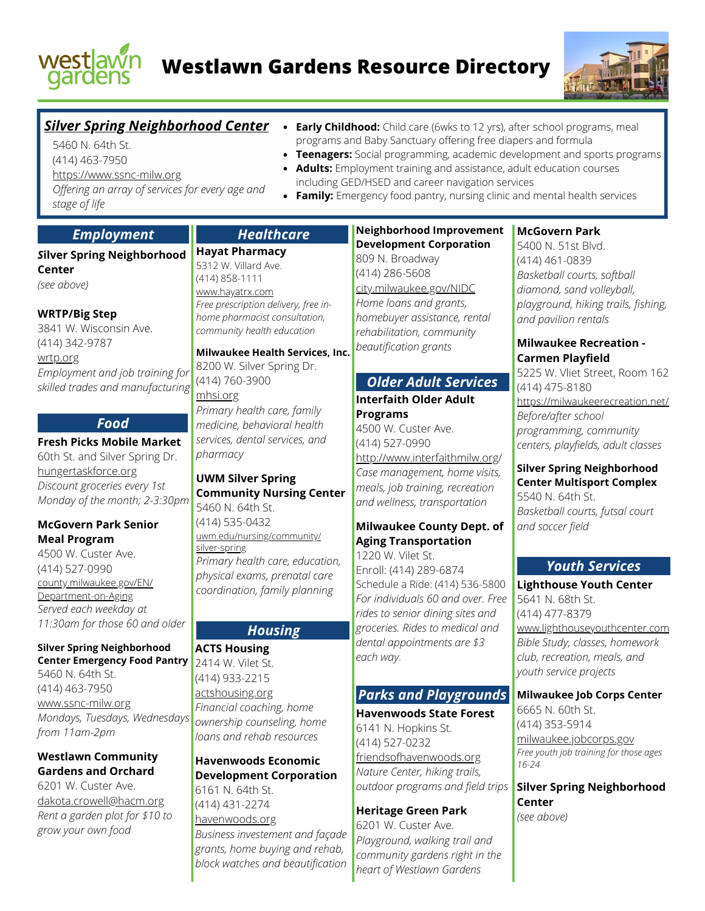# Westlawn Gardens Resource Directory

## *Silver Spring Neighborhood Center*

5460 N. 64th St.
(414) 463-7950
https://www.ssnc-milw.org
*Offering an array of services for every age and stage of life*

- **Early Childhood:** Child care (6wks to 12 yrs), after school programs, meal programs and Baby Sanctuary offering free diapers and formula
- **Teenagers:** Social programming, academic development and sports programs
- **Adults:** Employment training and assistance, adult education courses including GED/HSED and career navigation services
- **Family:** Emergency food pantry, nursing clinic and mental health services

## *Employment*

**Silver Spring Neighborhood Center**
*(see above)*

**WRTP/Big Step**
3841 W. Wisconsin Ave.
(414) 342-9787
wrtp.org
*Employment and job training for skilled trades and manufacturing*

## *Food*

**Fresh Picks Mobile Market**
60th St. and Silver Spring Dr.
hungertaskforce.org
*Discount groceries every 1st Monday of the month; 2-3:30pm*

**McGovern Park Senior Meal Program**
4500 W. Custer Ave.
(414) 527-0990
county.milwaukee.gov/EN/Department-on-Aging
*Served each weekday at 11:30am for those 60 and older*

**Silver Spring Neighborhood Center Emergency Food Pantry**
5460 N. 64th St.
(414) 463-7950
www.ssnc-milw.org
*Mondays, Tuesdays, Wednesdays from 11am-2pm*

**Westlawn Community Gardens and Orchard**
6201 W. Custer Ave.
dakota.crowell@hacm.org
*Rent a garden plot for $10 to grow your own food*

## *Healthcare*

**Hayat Pharmacy**
5312 W. Villard Ave.
(414) 858-1111
www.hayatrx.com
*Free prescription delivery, free in-home pharmacist consultation, community health education*

**Milwaukee Health Services, Inc.**
8200 W. Silver Spring Dr.
(414) 760-3900
mhsi.org
*Primary health care, family medicine, behavioral health services, dental services, and pharmacy*

**UWM Silver Spring Community Nursing Center**
5460 N. 64th St.
(414) 535-0432
uwm.edu/nursing/community/silver-spring
*Primary health care, education, physical exams, prenatal care coordination, family planning*

## *Housing*

**ACTS Housing**
2414 W. Vilet St.
(414) 933-2215
actshousing.org
*Financial coaching, home ownership counseling, home loans and rehab resources*

**Havenwoods Economic Development Corporation**
6161 N. 64th St.
(414) 431-2274
havenwoods.org
*Business investement and façade grants, home buying and rehab, block watches and beautification*

**Neighborhood Improvement Development Corporation**
809 N. Broadway
(414) 286-5608
city.milwaukee.gov/NIDC
*Home loans and grants, homebuyer assistance, rental rehabilitation, community beautification grants*

## *Older Adult Services*

**Interfaith Older Adult Programs**
4500 W. Custer Ave.
(414) 527-0990
http://www.interfaithmilw.org/
*Case management, home visits, meals, job training, recreation and wellness, transportation*

**Milwaukee County Dept. of Aging Transportation**
1220 W. Vilet St.
Enroll: (414) 289-6874
Schedule a Ride: (414) 536-5800
*For individuals 60 and over. Free rides to senior dining sites and groceries. Rides to medical and dental appointments are $3 each way.*

## *Parks and Playgrounds*

**Havenwoods State Forest**
6141 N. Hopkins St.
(414) 527-0232
friendsofhavenwoods.org
*Nature Center, hiking trails, outdoor programs and field trips*

**Heritage Green Park**
6201 W. Custer Ave.
*Playground, walking trail and community gardens right in the heart of Westlawn Gardens*

**McGovern Park**
5400 N. 51st Blvd.
(414) 461-0839
*Basketball courts, softball diamond, sand volleyball, playground, hiking trails, fishing, and pavilion rentals*

**Milwaukee Recreation - Carmen Playfield**
5225 W. Vliet Street, Room 162
(414) 475-8180
https://milwaukeerecreation.net/
*Before/after school programming, community centers, playfields, adult classes*

**Silver Spring Neighborhood Center Multisport Complex**
5540 N. 64th St.
*Basketball courts, futsal court and soccer field*

## *Youth Services*

**Lighthouse Youth Center**
5641 N. 68th St.
(414) 477-8379
www.lighthouseyouthcenter.com
*Bible Study, classes, homework club, recreation, meals, and youth service projects*

**Milwaukee Job Corps Center**
6665 N. 60th St.
(414) 353-5914
milwaukee.jobcorps.gov
*Free youth job training for those ages 16-24*

**Silver Spring Neighborhood Center**
*(see above)*